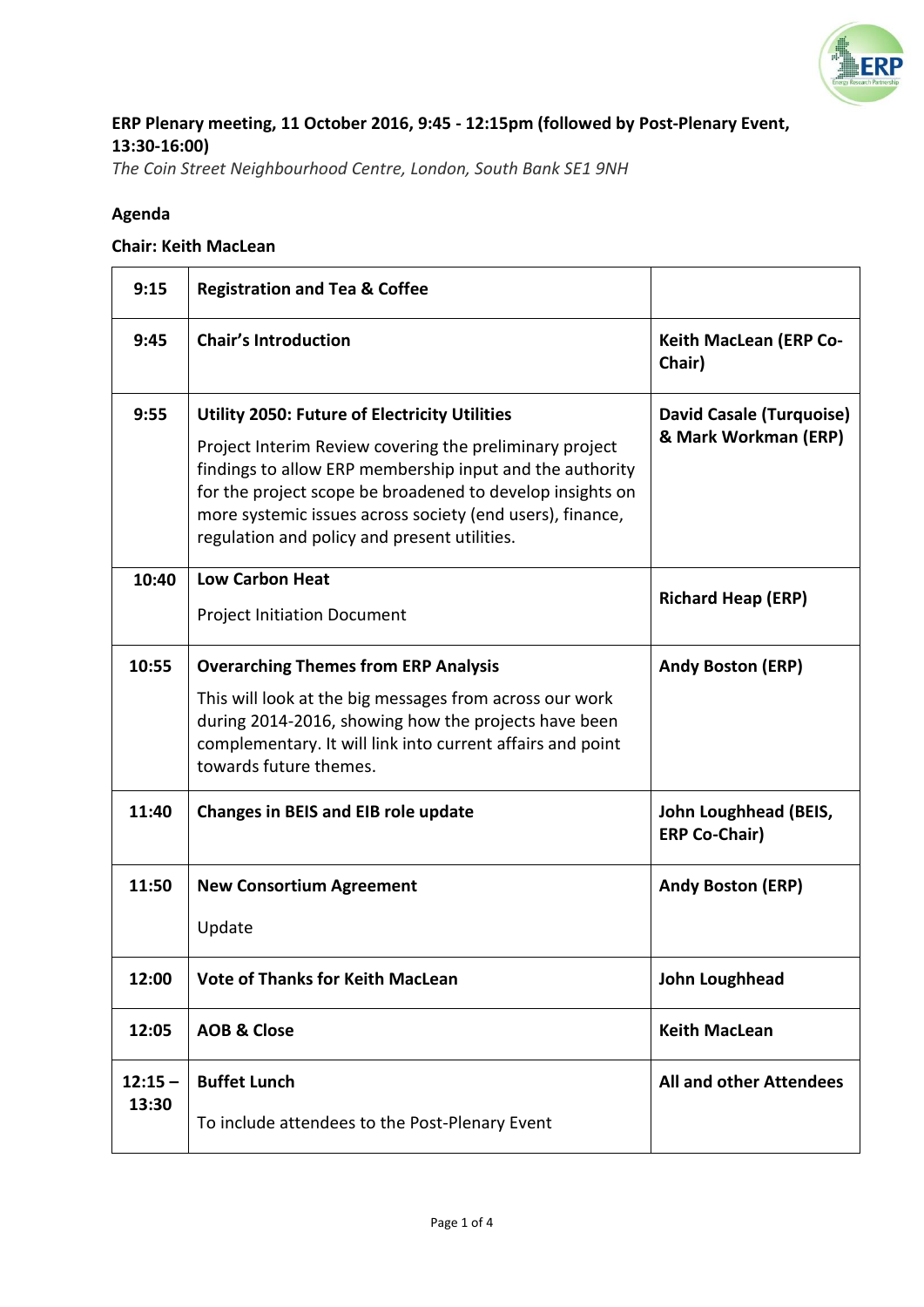**ERP Plenary meeting, 11 October 2016, 9:45 - 12:15pm (followed by Post-Plenary Event, 13:30-16:00)**

*The Coin Street Neighbourhood Centre, London, South Bank SE1 9NH*

**Agenda**

**Chair: Keith MacLean**

| | | |
|---|---|---|
| **9:15** | **Registration and Tea & Coffee** | |
| **9:45** | **Chair's Introduction** | **Keith MacLean (ERP Co-Chair)** |
| **9:55** | **Utility 2050: Future of Electricity Utilities**<br><br>Project Interim Review covering the preliminary project findings to allow ERP membership input and the authority for the project scope be broadened to develop insights on more systemic issues across society (end users), finance, regulation and policy and present utilities. | **David Casale (Turquoise) & Mark Workman (ERP)** |
| **10:40** | **Low Carbon Heat**<br><br>Project Initiation Document | **Richard Heap (ERP)** |
| **10:55** | **Overarching Themes from ERP Analysis**<br><br>This will look at the big messages from across our work during 2014-2016, showing how the projects have been complementary. It will link into current affairs and point towards future themes. | **Andy Boston (ERP)** |
| **11:40** | **Changes in BEIS and EIB role update** | **John Loughhead (BEIS, ERP Co-Chair)** |
| **11:50** | **New Consortium Agreement**<br><br>Update | **Andy Boston (ERP)** |
| **12:00** | **Vote of Thanks for Keith MacLean** | **John Loughhead** |
| **12:05** | **AOB & Close** | **Keith MacLean** |
| **12:15 – 13:30** | **Buffet Lunch**<br><br>To include attendees to the Post-Plenary Event | **All and other Attendees** |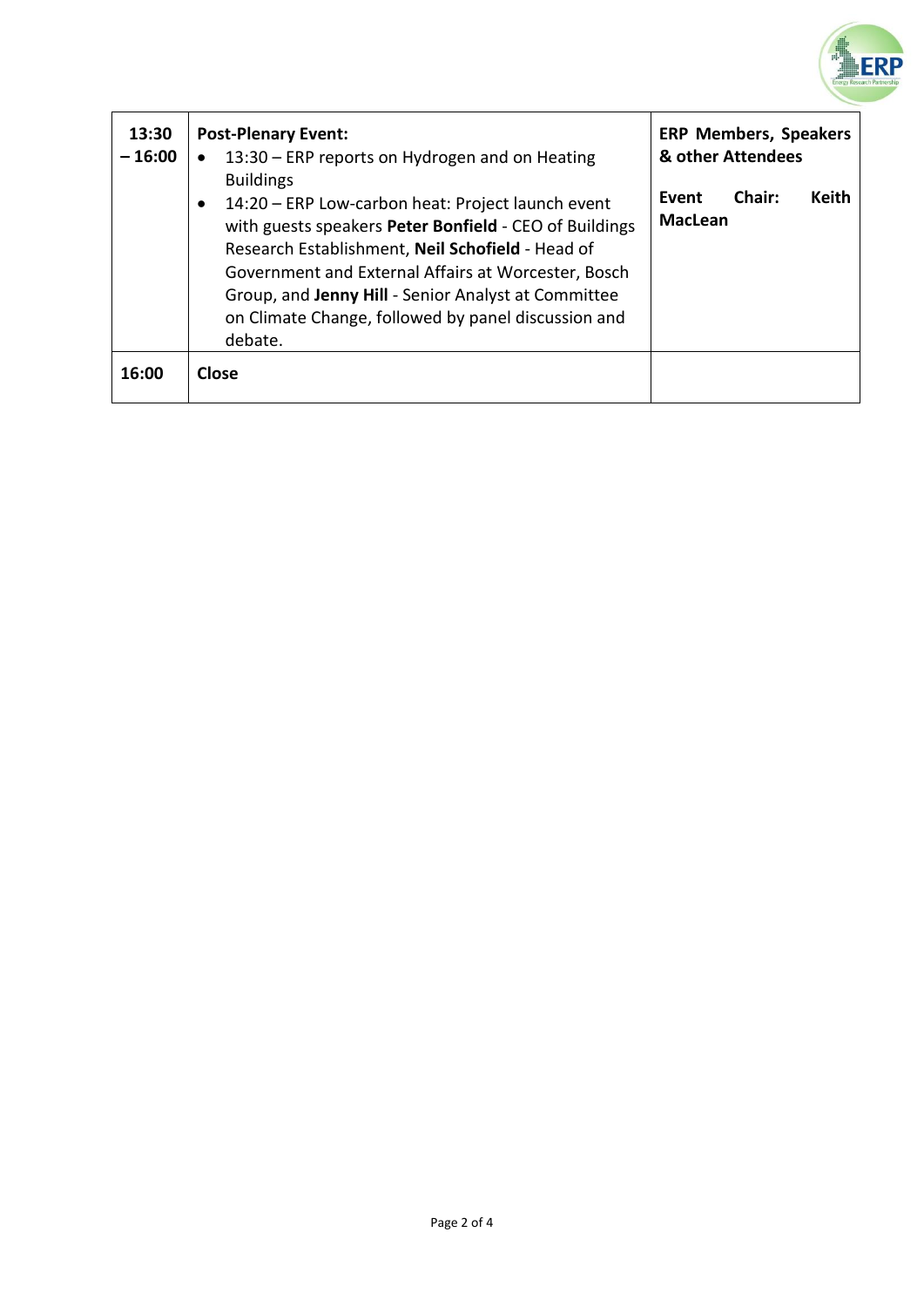| | | |
|---|---|---|
| **13:30 – 16:00** | **Post-Plenary Event:**<br>• 13:30 – ERP reports on Hydrogen and on Heating Buildings<br>• 14:20 – ERP Low-carbon heat: Project launch event with guests speakers **Peter Bonfield** - CEO of Buildings Research Establishment, **Neil Schofield** - Head of Government and External Affairs at Worcester, Bosch Group, and **Jenny Hill** - Senior Analyst at Committee on Climate Change, followed by panel discussion and debate. | **ERP Members, Speakers & other Attendees**<br><br>**Event Chair: Keith MacLean** |
| **16:00** | **Close** | |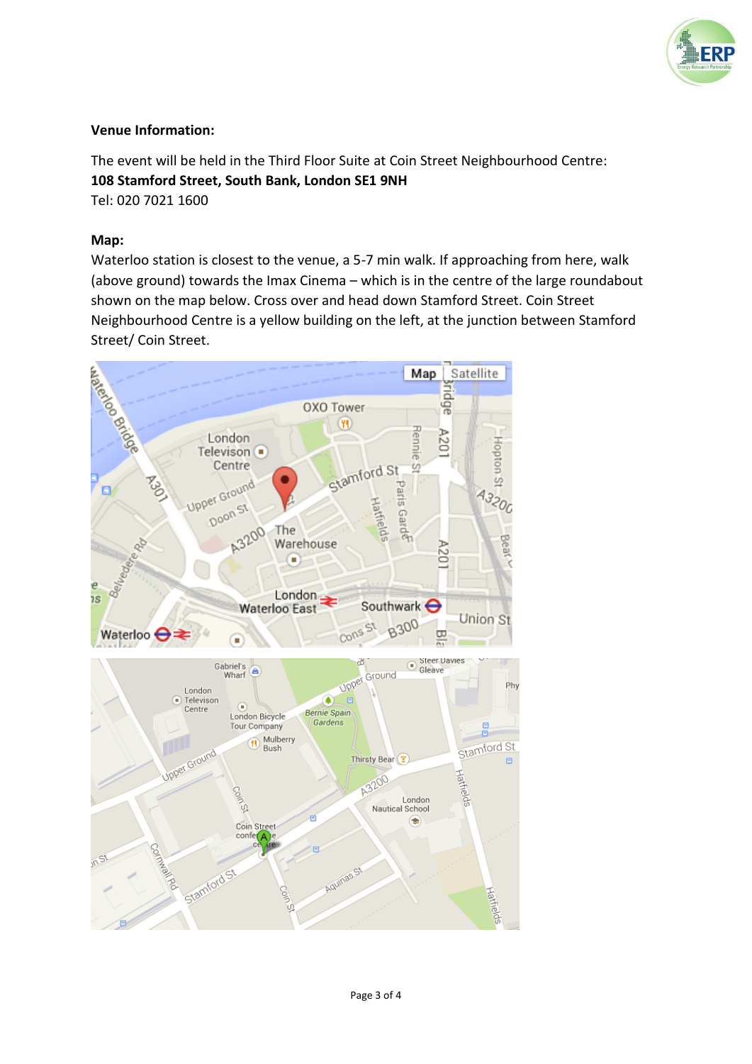**Venue Information:**

The event will be held in the Third Floor Suite at Coin Street Neighbourhood Centre:
**108 Stamford Street, South Bank, London SE1 9NH**
Tel: 020 7021 1600

**Map:**
Waterloo station is closest to the venue, a 5-7 min walk. If approaching from here, walk (above ground) towards the Imax Cinema – which is in the centre of the large roundabout shown on the map below. Cross over and head down Stamford Street. Coin Street Neighbourhood Centre is a yellow building on the left, at the junction between Stamford Street/ Coin Street.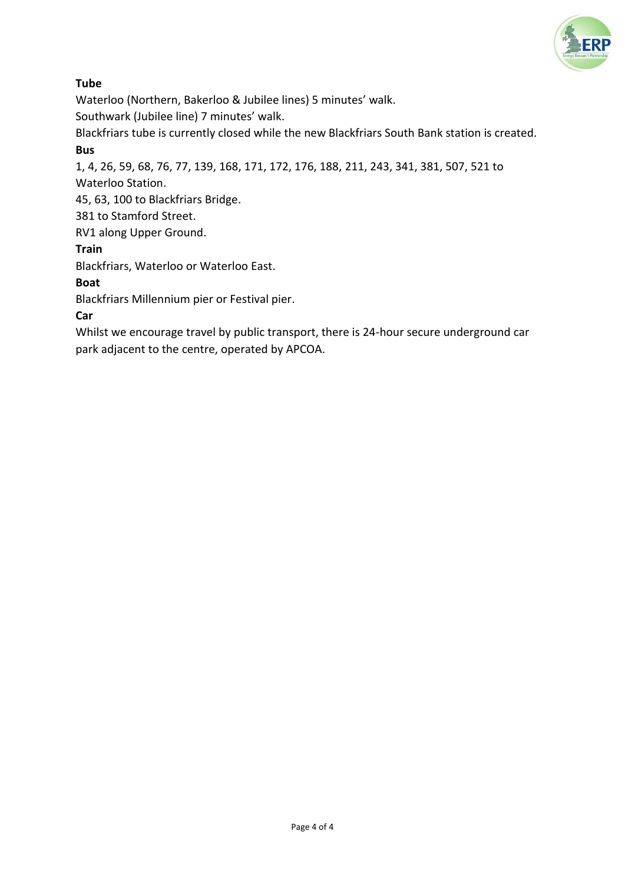**Tube**

Waterloo (Northern, Bakerloo & Jubilee lines) 5 minutes' walk.

Southwark (Jubilee line) 7 minutes' walk.

Blackfriars tube is currently closed while the new Blackfriars South Bank station is created.

**Bus**

1, 4, 26, 59, 68, 76, 77, 139, 168, 171, 172, 176, 188, 211, 243, 341, 381, 507, 521 to Waterloo Station.

45, 63, 100 to Blackfriars Bridge.

381 to Stamford Street.

RV1 along Upper Ground.

**Train**

Blackfriars, Waterloo or Waterloo East.

**Boat**

Blackfriars Millennium pier or Festival pier.

**Car**

Whilst we encourage travel by public transport, there is 24-hour secure underground car park adjacent to the centre, operated by APCOA.